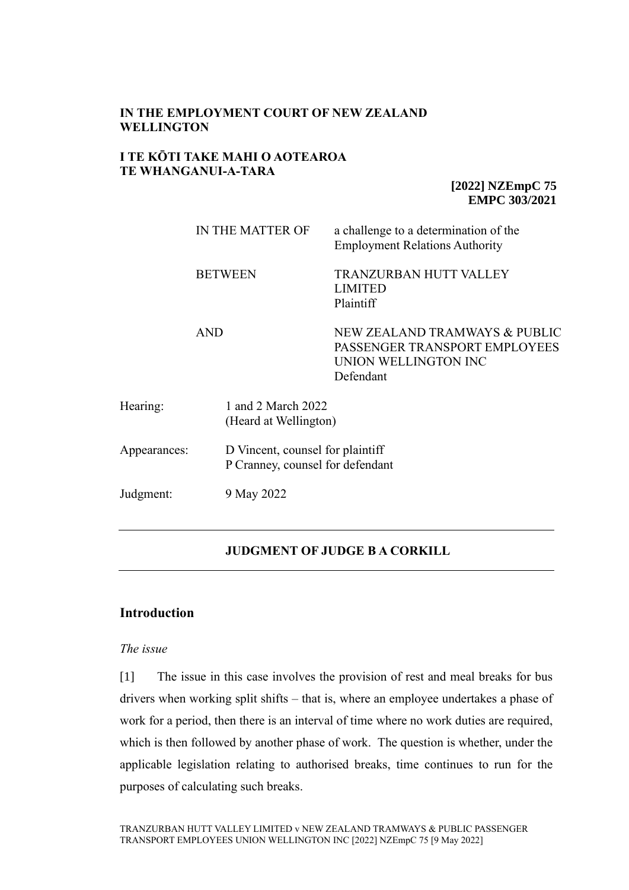**IN THE EMPLOYMENT COURT OF NEW ZEALAND WELLINGTON**

**I TE KŌTI TAKE MAHI O AOTEAROA TE WHANGANUI-A-TARA**

**[2022] NZEmpC 75**
**EMPC 303/2021**

| | |
|---|---|
| IN THE MATTER OF | a challenge to a determination of the Employment Relations Authority |
| BETWEEN | TRANZURBAN HUTT VALLEY LIMITED<br>Plaintiff |
| AND | NEW ZEALAND TRAMWAYS & PUBLIC PASSENGER TRANSPORT EMPLOYEES UNION WELLINGTON INC<br>Defendant |

| | |
|---|---|
| Hearing: | 1 and 2 March 2022<br>(Heard at Wellington) |
| Appearances: | D Vincent, counsel for plaintiff<br>P Cranney, counsel for defendant |
| Judgment: | 9 May 2022 |

---

**JUDGMENT OF JUDGE B A CORKILL**

---

## Introduction

*The issue*

[1] The issue in this case involves the provision of rest and meal breaks for bus drivers when working split shifts – that is, where an employee undertakes a phase of work for a period, then there is an interval of time where no work duties are required, which is then followed by another phase of work. The question is whether, under the applicable legislation relating to authorised breaks, time continues to run for the purposes of calculating such breaks.

TRANZURBAN HUTT VALLEY LIMITED v NEW ZEALAND TRAMWAYS & PUBLIC PASSENGER TRANSPORT EMPLOYEES UNION WELLINGTON INC [2022] NZEmpC 75 [9 May 2022]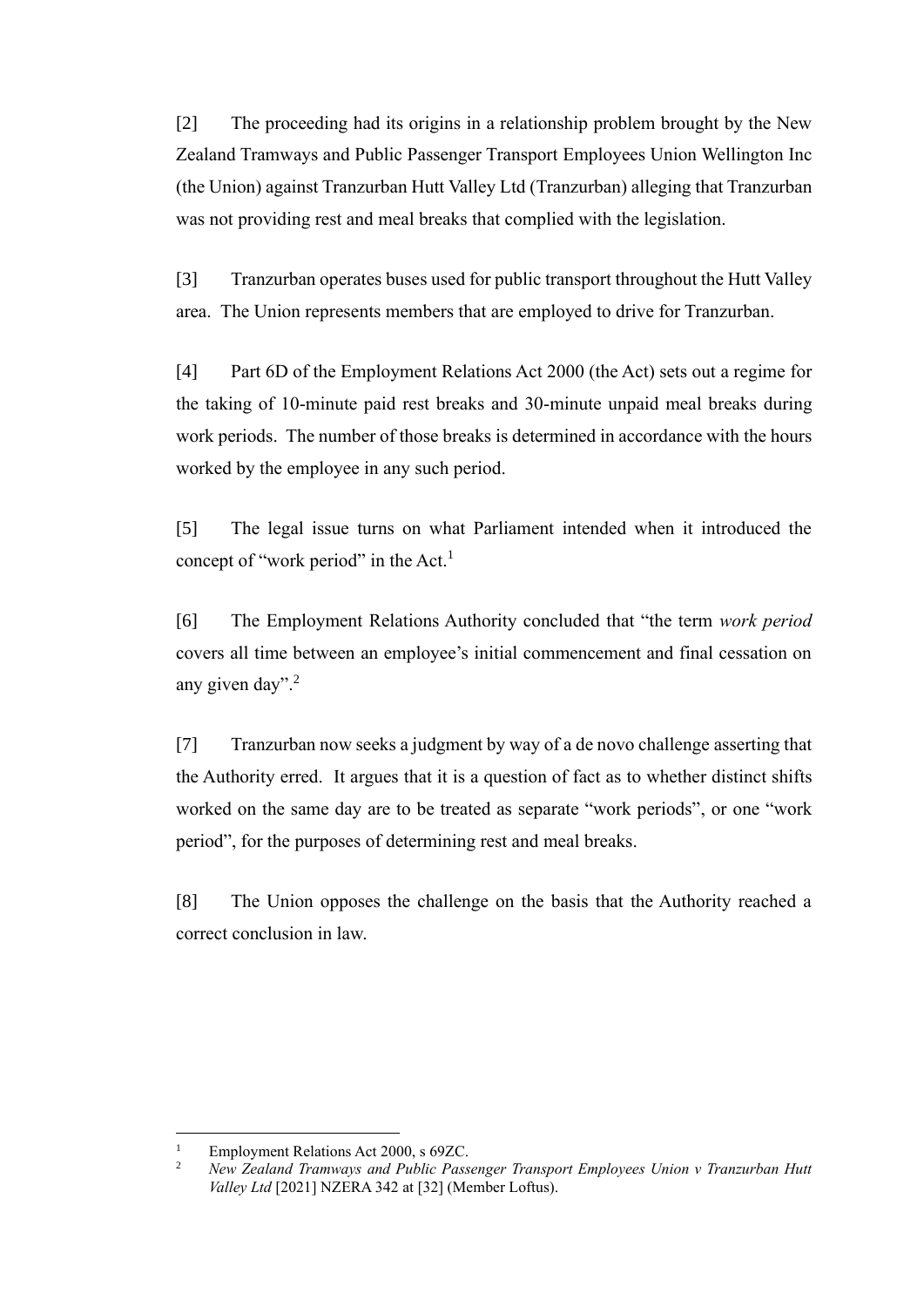[2] The proceeding had its origins in a relationship problem brought by the New Zealand Tramways and Public Passenger Transport Employees Union Wellington Inc (the Union) against Tranzurban Hutt Valley Ltd (Tranzurban) alleging that Tranzurban was not providing rest and meal breaks that complied with the legislation.

[3] Tranzurban operates buses used for public transport throughout the Hutt Valley area. The Union represents members that are employed to drive for Tranzurban.

[4] Part 6D of the Employment Relations Act 2000 (the Act) sets out a regime for the taking of 10-minute paid rest breaks and 30-minute unpaid meal breaks during work periods. The number of those breaks is determined in accordance with the hours worked by the employee in any such period.

[5] The legal issue turns on what Parliament intended when it introduced the concept of "work period" in the Act.[1]

[6] The Employment Relations Authority concluded that "the term *work period* covers all time between an employee's initial commencement and final cessation on any given day".[2]

[7] Tranzurban now seeks a judgment by way of a de novo challenge asserting that the Authority erred. It argues that it is a question of fact as to whether distinct shifts worked on the same day are to be treated as separate "work periods", or one "work period", for the purposes of determining rest and meal breaks.

[8] The Union opposes the challenge on the basis that the Authority reached a correct conclusion in law.

---

[1] Employment Relations Act 2000, s 69ZC.

[2] *New Zealand Tramways and Public Passenger Transport Employees Union v Tranzurban Hutt Valley Ltd* [2021] NZERA 342 at [32] (Member Loftus).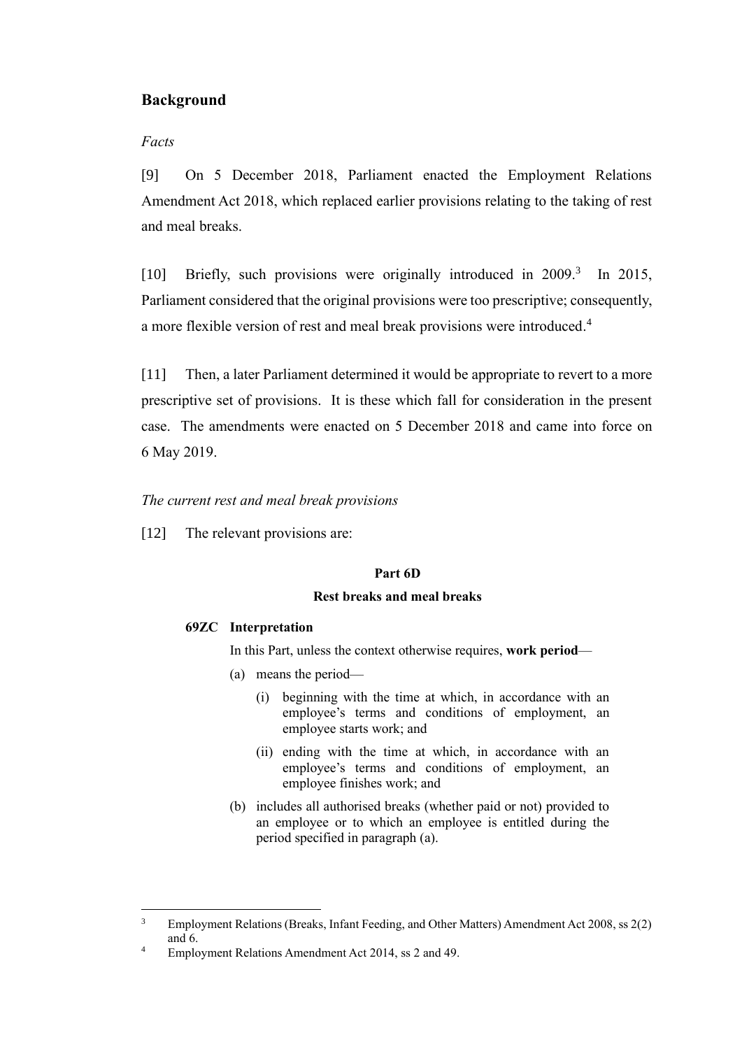## Background

*Facts*

[9] On 5 December 2018, Parliament enacted the Employment Relations Amendment Act 2018, which replaced earlier provisions relating to the taking of rest and meal breaks.

[10] Briefly, such provisions were originally introduced in 2009.[3] In 2015, Parliament considered that the original provisions were too prescriptive; consequently, a more flexible version of rest and meal break provisions were introduced.[4]

[11] Then, a later Parliament determined it would be appropriate to revert to a more prescriptive set of provisions. It is these which fall for consideration in the present case. The amendments were enacted on 5 December 2018 and came into force on 6 May 2019.

*The current rest and meal break provisions*

[12] The relevant provisions are:

> **Part 6D**
>
> **Rest breaks and meal breaks**
>
> **69ZC Interpretation**
>
> In this Part, unless the context otherwise requires, **work period**—
>
> (a) means the period—
>
> (i) beginning with the time at which, in accordance with an employee's terms and conditions of employment, an employee starts work; and
>
> (ii) ending with the time at which, in accordance with an employee's terms and conditions of employment, an employee finishes work; and
>
> (b) includes all authorised breaks (whether paid or not) provided to an employee or to which an employee is entitled during the period specified in paragraph (a).

---

[3] Employment Relations (Breaks, Infant Feeding, and Other Matters) Amendment Act 2008, ss 2(2) and 6.

[4] Employment Relations Amendment Act 2014, ss 2 and 49.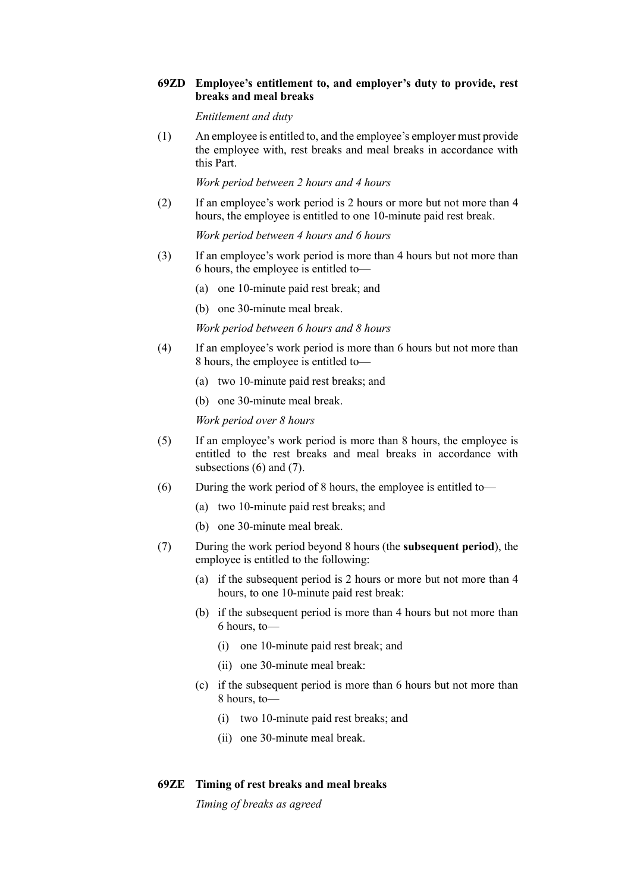### 69ZD Employee's entitlement to, and employer's duty to provide, rest breaks and meal breaks

*Entitlement and duty*

(1) An employee is entitled to, and the employee's employer must provide the employee with, rest breaks and meal breaks in accordance with this Part.

*Work period between 2 hours and 4 hours*

(2) If an employee's work period is 2 hours or more but not more than 4 hours, the employee is entitled to one 10-minute paid rest break.

*Work period between 4 hours and 6 hours*

(3) If an employee's work period is more than 4 hours but not more than 6 hours, the employee is entitled to—

(a) one 10-minute paid rest break; and

(b) one 30-minute meal break.

*Work period between 6 hours and 8 hours*

(4) If an employee's work period is more than 6 hours but not more than 8 hours, the employee is entitled to—

(a) two 10-minute paid rest breaks; and

(b) one 30-minute meal break.

*Work period over 8 hours*

(5) If an employee's work period is more than 8 hours, the employee is entitled to the rest breaks and meal breaks in accordance with subsections (6) and (7).

(6) During the work period of 8 hours, the employee is entitled to—

(a) two 10-minute paid rest breaks; and

(b) one 30-minute meal break.

(7) During the work period beyond 8 hours (the **subsequent period**), the employee is entitled to the following:

(a) if the subsequent period is 2 hours or more but not more than 4 hours, to one 10-minute paid rest break:

(b) if the subsequent period is more than 4 hours but not more than 6 hours, to—

(i) one 10-minute paid rest break; and

(ii) one 30-minute meal break:

(c) if the subsequent period is more than 6 hours but not more than 8 hours, to—

(i) two 10-minute paid rest breaks; and

(ii) one 30-minute meal break.

### 69ZE Timing of rest breaks and meal breaks

*Timing of breaks as agreed*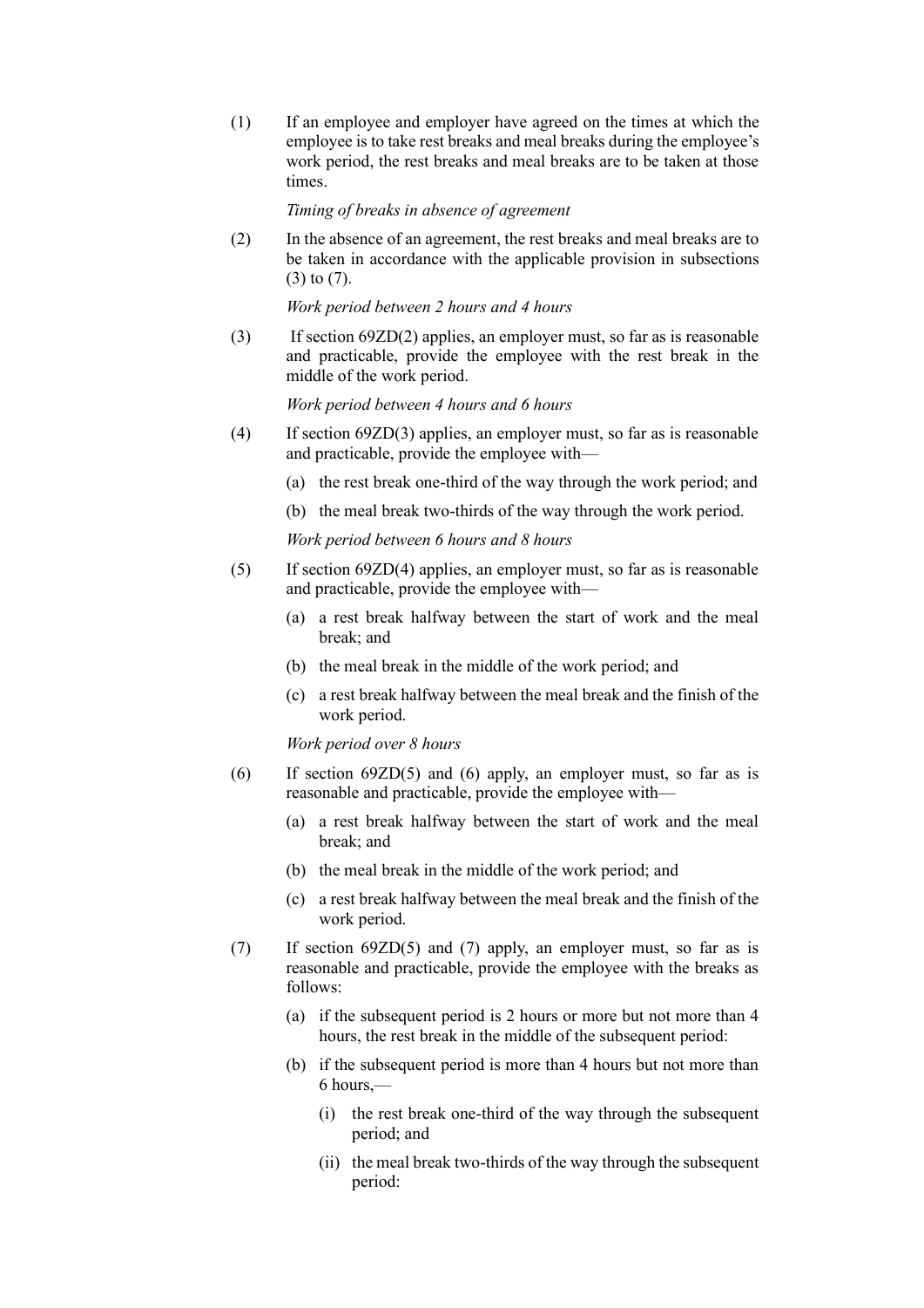(1) If an employee and employer have agreed on the times at which the employee is to take rest breaks and meal breaks during the employee's work period, the rest breaks and meal breaks are to be taken at those times.

*Timing of breaks in absence of agreement*

(2) In the absence of an agreement, the rest breaks and meal breaks are to be taken in accordance with the applicable provision in subsections (3) to (7).

*Work period between 2 hours and 4 hours*

(3) If section 69ZD(2) applies, an employer must, so far as is reasonable and practicable, provide the employee with the rest break in the middle of the work period.

*Work period between 4 hours and 6 hours*

(4) If section 69ZD(3) applies, an employer must, so far as is reasonable and practicable, provide the employee with—

- (a) the rest break one-third of the way through the work period; and
- (b) the meal break two-thirds of the way through the work period.

*Work period between 6 hours and 8 hours*

(5) If section 69ZD(4) applies, an employer must, so far as is reasonable and practicable, provide the employee with—

- (a) a rest break halfway between the start of work and the meal break; and
- (b) the meal break in the middle of the work period; and
- (c) a rest break halfway between the meal break and the finish of the work period.

*Work period over 8 hours*

(6) If section 69ZD(5) and (6) apply, an employer must, so far as is reasonable and practicable, provide the employee with—

- (a) a rest break halfway between the start of work and the meal break; and
- (b) the meal break in the middle of the work period; and
- (c) a rest break halfway between the meal break and the finish of the work period.

(7) If section 69ZD(5) and (7) apply, an employer must, so far as is reasonable and practicable, provide the employee with the breaks as follows:

- (a) if the subsequent period is 2 hours or more but not more than 4 hours, the rest break in the middle of the subsequent period:
- (b) if the subsequent period is more than 4 hours but not more than 6 hours,—
  - (i) the rest break one-third of the way through the subsequent period; and
  - (ii) the meal break two-thirds of the way through the subsequent period: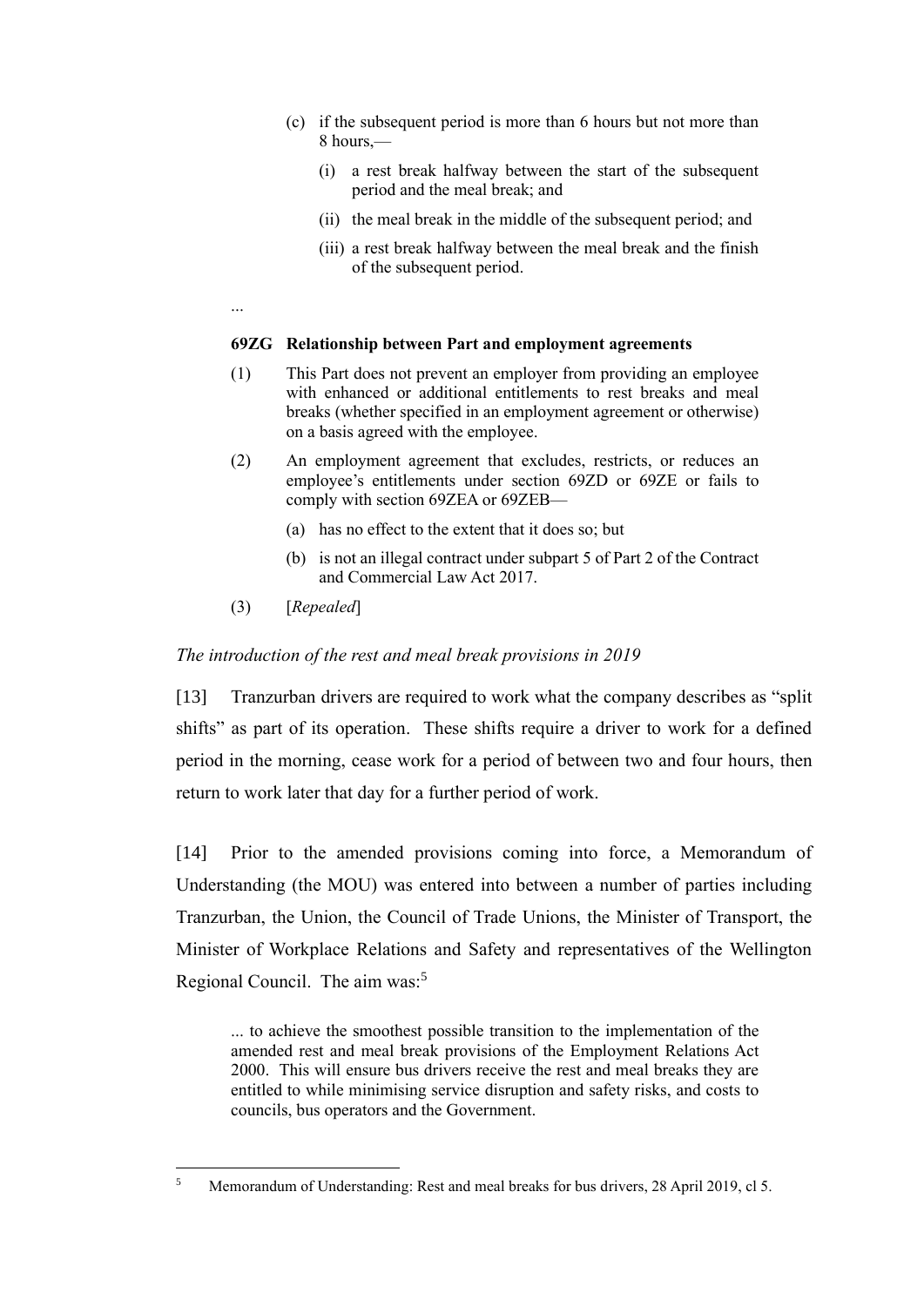(c) if the subsequent period is more than 6 hours but not more than 8 hours,—

(i) a rest break halfway between the start of the subsequent period and the meal break; and

(ii) the meal break in the middle of the subsequent period; and

(iii) a rest break halfway between the meal break and the finish of the subsequent period.

...

**69ZG Relationship between Part and employment agreements**

(1) This Part does not prevent an employer from providing an employee with enhanced or additional entitlements to rest breaks and meal breaks (whether specified in an employment agreement or otherwise) on a basis agreed with the employee.

(2) An employment agreement that excludes, restricts, or reduces an employee's entitlements under section 69ZD or 69ZE or fails to comply with section 69ZEA or 69ZEB—

(a) has no effect to the extent that it does so; but

(b) is not an illegal contract under subpart 5 of Part 2 of the Contract and Commercial Law Act 2017.

(3) [*Repealed*]

*The introduction of the rest and meal break provisions in 2019*

[13] Tranzurban drivers are required to work what the company describes as "split shifts" as part of its operation. These shifts require a driver to work for a defined period in the morning, cease work for a period of between two and four hours, then return to work later that day for a further period of work.

[14] Prior to the amended provisions coming into force, a Memorandum of Understanding (the MOU) was entered into between a number of parties including Tranzurban, the Union, the Council of Trade Unions, the Minister of Transport, the Minister of Workplace Relations and Safety and representatives of the Wellington Regional Council. The aim was:[5]

> ... to achieve the smoothest possible transition to the implementation of the amended rest and meal break provisions of the Employment Relations Act 2000. This will ensure bus drivers receive the rest and meal breaks they are entitled to while minimising service disruption and safety risks, and costs to councils, bus operators and the Government.

[5] Memorandum of Understanding: Rest and meal breaks for bus drivers, 28 April 2019, cl 5.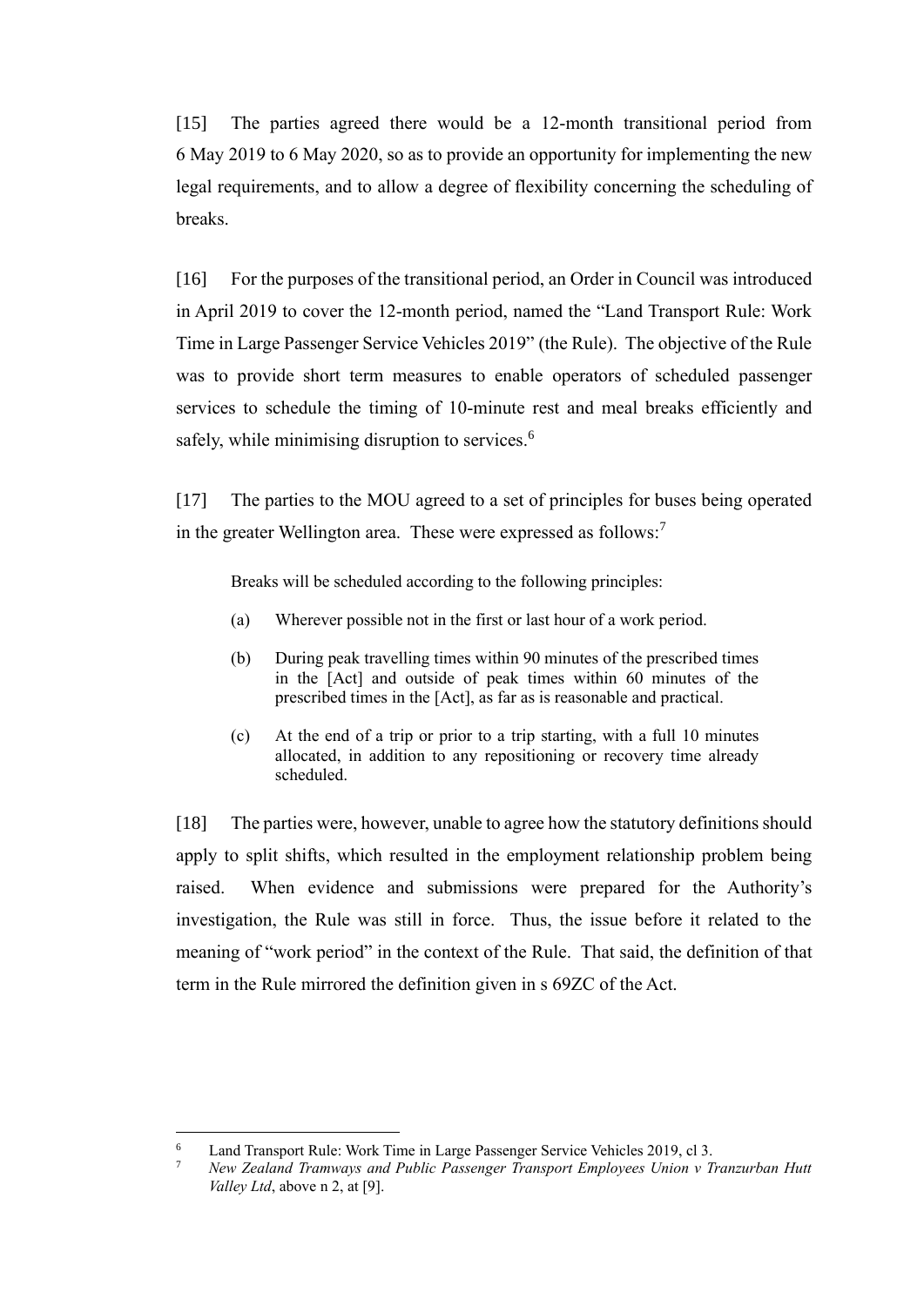[15] The parties agreed there would be a 12-month transitional period from 6 May 2019 to 6 May 2020, so as to provide an opportunity for implementing the new legal requirements, and to allow a degree of flexibility concerning the scheduling of breaks.

[16] For the purposes of the transitional period, an Order in Council was introduced in April 2019 to cover the 12-month period, named the "Land Transport Rule: Work Time in Large Passenger Service Vehicles 2019" (the Rule). The objective of the Rule was to provide short term measures to enable operators of scheduled passenger services to schedule the timing of 10-minute rest and meal breaks efficiently and safely, while minimising disruption to services.[6]

[17] The parties to the MOU agreed to a set of principles for buses being operated in the greater Wellington area. These were expressed as follows:[7]

> Breaks will be scheduled according to the following principles:
>
> (a) Wherever possible not in the first or last hour of a work period.
>
> (b) During peak travelling times within 90 minutes of the prescribed times in the [Act] and outside of peak times within 60 minutes of the prescribed times in the [Act], as far as is reasonable and practical.
>
> (c) At the end of a trip or prior to a trip starting, with a full 10 minutes allocated, in addition to any repositioning or recovery time already scheduled.

[18] The parties were, however, unable to agree how the statutory definitions should apply to split shifts, which resulted in the employment relationship problem being raised. When evidence and submissions were prepared for the Authority's investigation, the Rule was still in force. Thus, the issue before it related to the meaning of "work period" in the context of the Rule. That said, the definition of that term in the Rule mirrored the definition given in s 69ZC of the Act.

---

[6] Land Transport Rule: Work Time in Large Passenger Service Vehicles 2019, cl 3.

[7] *New Zealand Tramways and Public Passenger Transport Employees Union v Tranzurban Hutt Valley Ltd*, above n 2, at [9].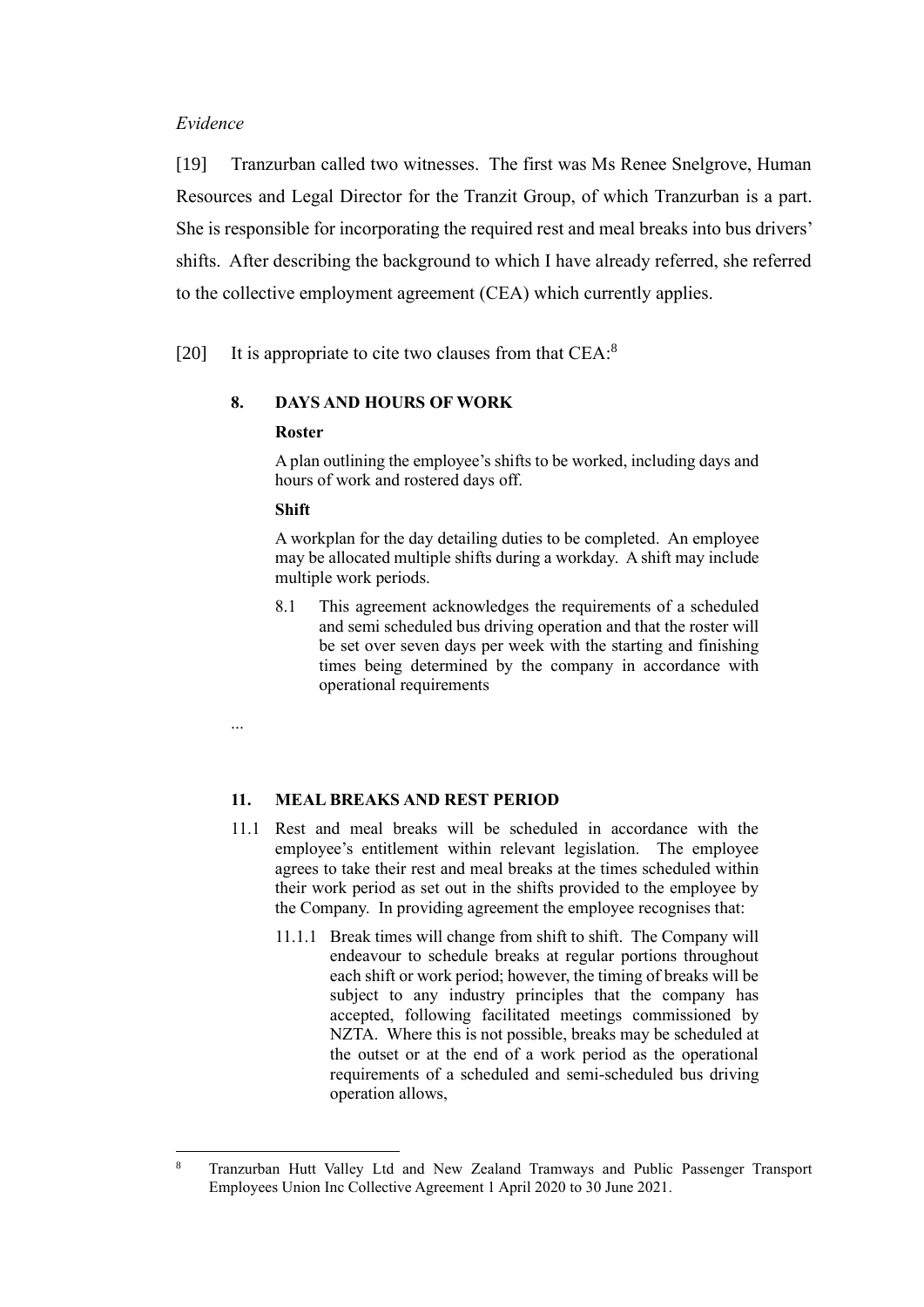*Evidence*

[19] Tranzurban called two witnesses. The first was Ms Renee Snelgrove, Human Resources and Legal Director for the Tranzit Group, of which Tranzurban is a part. She is responsible for incorporating the required rest and meal breaks into bus drivers' shifts. After describing the background to which I have already referred, she referred to the collective employment agreement (CEA) which currently applies.

[20] It is appropriate to cite two clauses from that CEA:[8]

> **8. DAYS AND HOURS OF WORK**
>
> **Roster**
>
> A plan outlining the employee's shifts to be worked, including days and hours of work and rostered days off.
>
> **Shift**
>
> A workplan for the day detailing duties to be completed. An employee may be allocated multiple shifts during a workday. A shift may include multiple work periods.
>
> 8.1 This agreement acknowledges the requirements of a scheduled and semi scheduled bus driving operation and that the roster will be set over seven days per week with the starting and finishing times being determined by the company in accordance with operational requirements
>
> ...
>
> **11. MEAL BREAKS AND REST PERIOD**
>
> 11.1 Rest and meal breaks will be scheduled in accordance with the employee's entitlement within relevant legislation. The employee agrees to take their rest and meal breaks at the times scheduled within their work period as set out in the shifts provided to the employee by the Company. In providing agreement the employee recognises that:
>
> 11.1.1 Break times will change from shift to shift. The Company will endeavour to schedule breaks at regular portions throughout each shift or work period; however, the timing of breaks will be subject to any industry principles that the company has accepted, following facilitated meetings commissioned by NZTA. Where this is not possible, breaks may be scheduled at the outset or at the end of a work period as the operational requirements of a scheduled and semi-scheduled bus driving operation allows,

---

[8] Tranzurban Hutt Valley Ltd and New Zealand Tramways and Public Passenger Transport Employees Union Inc Collective Agreement 1 April 2020 to 30 June 2021.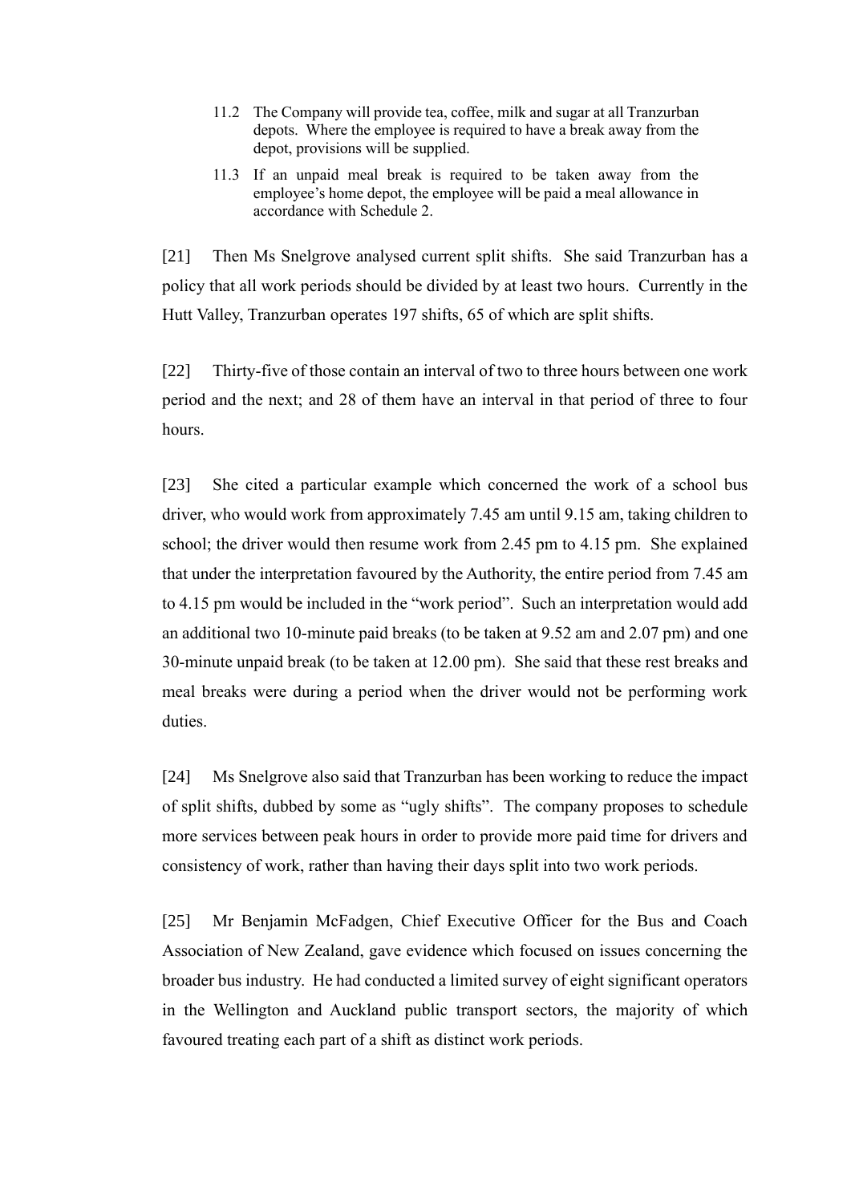> 11.2 The Company will provide tea, coffee, milk and sugar at all Tranzurban depots. Where the employee is required to have a break away from the depot, provisions will be supplied.
>
> 11.3 If an unpaid meal break is required to be taken away from the employee's home depot, the employee will be paid a meal allowance in accordance with Schedule 2.

[21] Then Ms Snelgrove analysed current split shifts. She said Tranzurban has a policy that all work periods should be divided by at least two hours. Currently in the Hutt Valley, Tranzurban operates 197 shifts, 65 of which are split shifts.

[22] Thirty-five of those contain an interval of two to three hours between one work period and the next; and 28 of them have an interval in that period of three to four hours.

[23] She cited a particular example which concerned the work of a school bus driver, who would work from approximately 7.45 am until 9.15 am, taking children to school; the driver would then resume work from 2.45 pm to 4.15 pm. She explained that under the interpretation favoured by the Authority, the entire period from 7.45 am to 4.15 pm would be included in the "work period". Such an interpretation would add an additional two 10-minute paid breaks (to be taken at 9.52 am and 2.07 pm) and one 30-minute unpaid break (to be taken at 12.00 pm). She said that these rest breaks and meal breaks were during a period when the driver would not be performing work duties.

[24] Ms Snelgrove also said that Tranzurban has been working to reduce the impact of split shifts, dubbed by some as "ugly shifts". The company proposes to schedule more services between peak hours in order to provide more paid time for drivers and consistency of work, rather than having their days split into two work periods.

[25] Mr Benjamin McFadgen, Chief Executive Officer for the Bus and Coach Association of New Zealand, gave evidence which focused on issues concerning the broader bus industry. He had conducted a limited survey of eight significant operators in the Wellington and Auckland public transport sectors, the majority of which favoured treating each part of a shift as distinct work periods.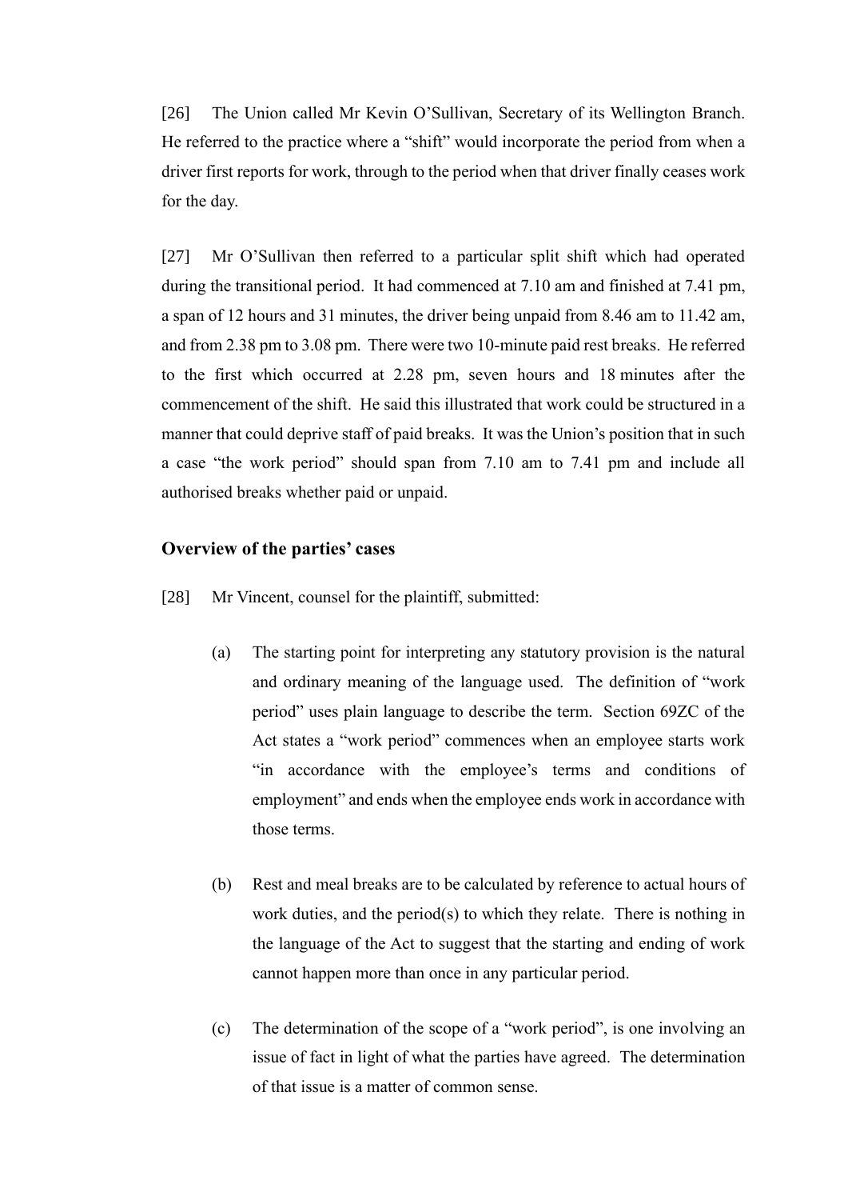[26] The Union called Mr Kevin O'Sullivan, Secretary of its Wellington Branch. He referred to the practice where a "shift" would incorporate the period from when a driver first reports for work, through to the period when that driver finally ceases work for the day.

[27] Mr O'Sullivan then referred to a particular split shift which had operated during the transitional period. It had commenced at 7.10 am and finished at 7.41 pm, a span of 12 hours and 31 minutes, the driver being unpaid from 8.46 am to 11.42 am, and from 2.38 pm to 3.08 pm. There were two 10-minute paid rest breaks. He referred to the first which occurred at 2.28 pm, seven hours and 18 minutes after the commencement of the shift. He said this illustrated that work could be structured in a manner that could deprive staff of paid breaks. It was the Union's position that in such a case "the work period" should span from 7.10 am to 7.41 pm and include all authorised breaks whether paid or unpaid.

## Overview of the parties' cases

[28] Mr Vincent, counsel for the plaintiff, submitted:

(a) The starting point for interpreting any statutory provision is the natural and ordinary meaning of the language used. The definition of "work period" uses plain language to describe the term. Section 69ZC of the Act states a "work period" commences when an employee starts work "in accordance with the employee's terms and conditions of employment" and ends when the employee ends work in accordance with those terms.

(b) Rest and meal breaks are to be calculated by reference to actual hours of work duties, and the period(s) to which they relate. There is nothing in the language of the Act to suggest that the starting and ending of work cannot happen more than once in any particular period.

(c) The determination of the scope of a "work period", is one involving an issue of fact in light of what the parties have agreed. The determination of that issue is a matter of common sense.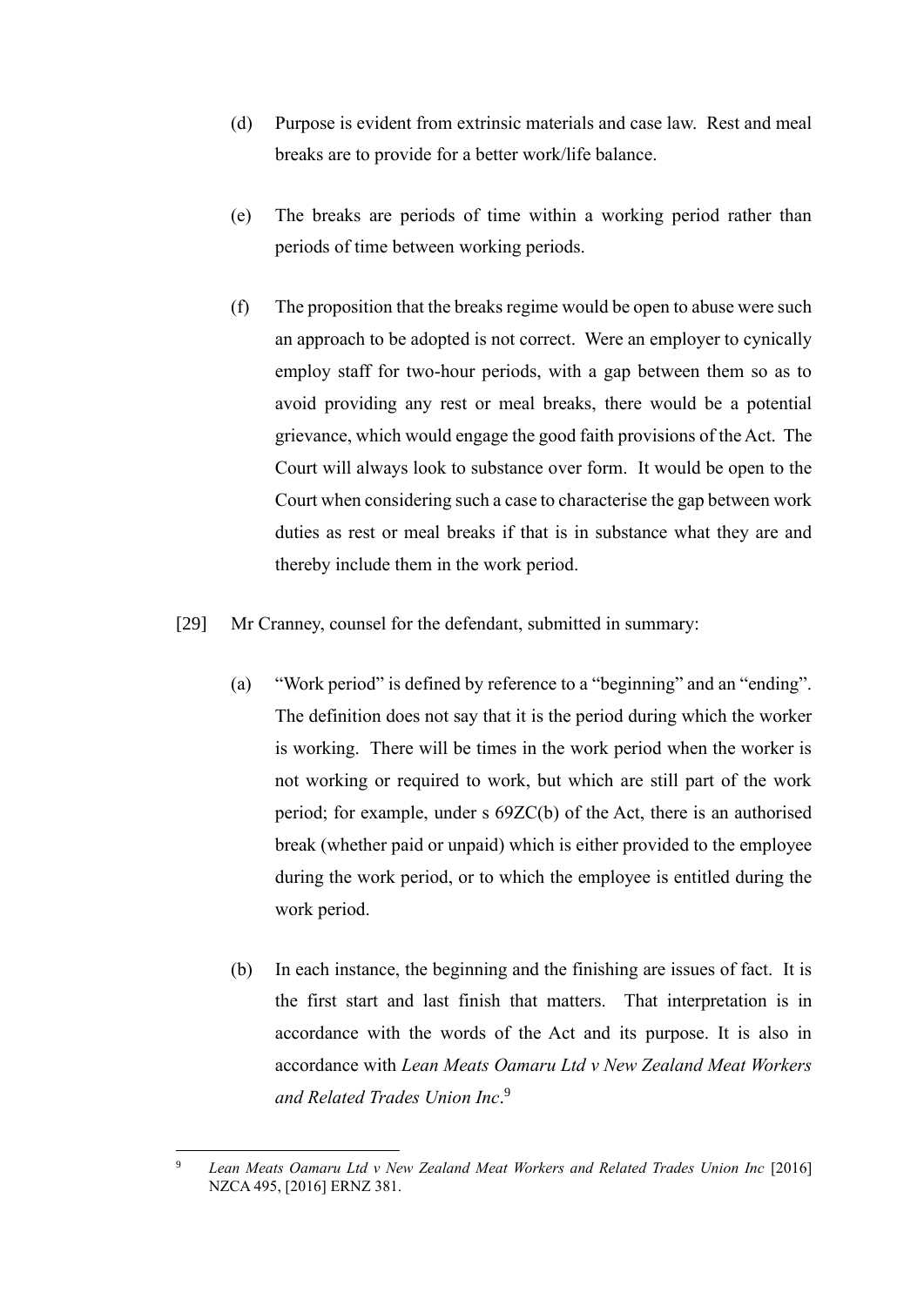(d) Purpose is evident from extrinsic materials and case law. Rest and meal breaks are to provide for a better work/life balance.

(e) The breaks are periods of time within a working period rather than periods of time between working periods.

(f) The proposition that the breaks regime would be open to abuse were such an approach to be adopted is not correct. Were an employer to cynically employ staff for two-hour periods, with a gap between them so as to avoid providing any rest or meal breaks, there would be a potential grievance, which would engage the good faith provisions of the Act. The Court will always look to substance over form. It would be open to the Court when considering such a case to characterise the gap between work duties as rest or meal breaks if that is in substance what they are and thereby include them in the work period.

[29] Mr Cranney, counsel for the defendant, submitted in summary:

(a) "Work period" is defined by reference to a "beginning" and an "ending". The definition does not say that it is the period during which the worker is working. There will be times in the work period when the worker is not working or required to work, but which are still part of the work period; for example, under s 69ZC(b) of the Act, there is an authorised break (whether paid or unpaid) which is either provided to the employee during the work period, or to which the employee is entitled during the work period.

(b) In each instance, the beginning and the finishing are issues of fact. It is the first start and last finish that matters. That interpretation is in accordance with the words of the Act and its purpose. It is also in accordance with *Lean Meats Oamaru Ltd v New Zealand Meat Workers and Related Trades Union Inc*.[9]

---

[9] *Lean Meats Oamaru Ltd v New Zealand Meat Workers and Related Trades Union Inc* [2016] NZCA 495, [2016] ERNZ 381.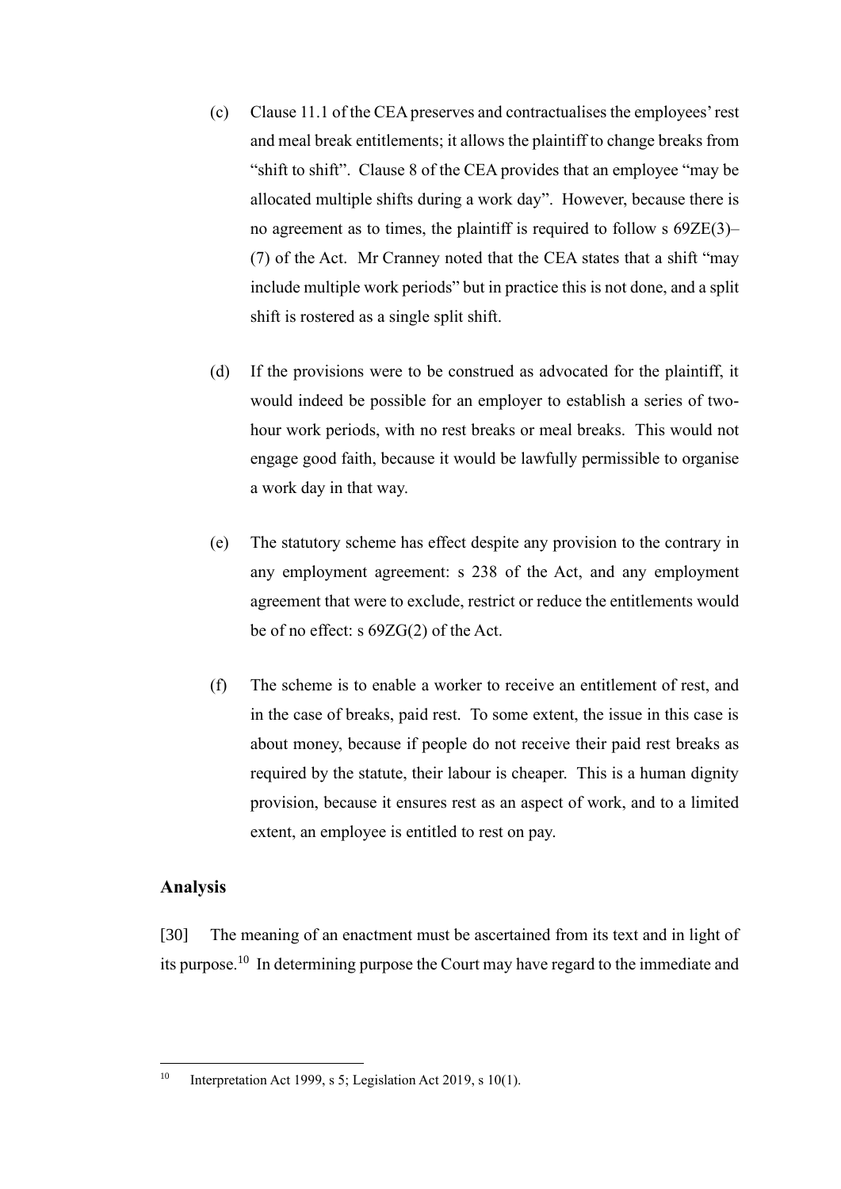(c) Clause 11.1 of the CEA preserves and contractualises the employees' rest and meal break entitlements; it allows the plaintiff to change breaks from "shift to shift". Clause 8 of the CEA provides that an employee "may be allocated multiple shifts during a work day". However, because there is no agreement as to times, the plaintiff is required to follow s 69ZE(3)–(7) of the Act. Mr Cranney noted that the CEA states that a shift "may include multiple work periods" but in practice this is not done, and a split shift is rostered as a single split shift.

(d) If the provisions were to be construed as advocated for the plaintiff, it would indeed be possible for an employer to establish a series of two-hour work periods, with no rest breaks or meal breaks. This would not engage good faith, because it would be lawfully permissible to organise a work day in that way.

(e) The statutory scheme has effect despite any provision to the contrary in any employment agreement: s 238 of the Act, and any employment agreement that were to exclude, restrict or reduce the entitlements would be of no effect: s 69ZG(2) of the Act.

(f) The scheme is to enable a worker to receive an entitlement of rest, and in the case of breaks, paid rest. To some extent, the issue in this case is about money, because if people do not receive their paid rest breaks as required by the statute, their labour is cheaper. This is a human dignity provision, because it ensures rest as an aspect of work, and to a limited extent, an employee is entitled to rest on pay.

## Analysis

[30] The meaning of an enactment must be ascertained from its text and in light of its purpose.[10] In determining purpose the Court may have regard to the immediate and

---

[10] Interpretation Act 1999, s 5; Legislation Act 2019, s 10(1).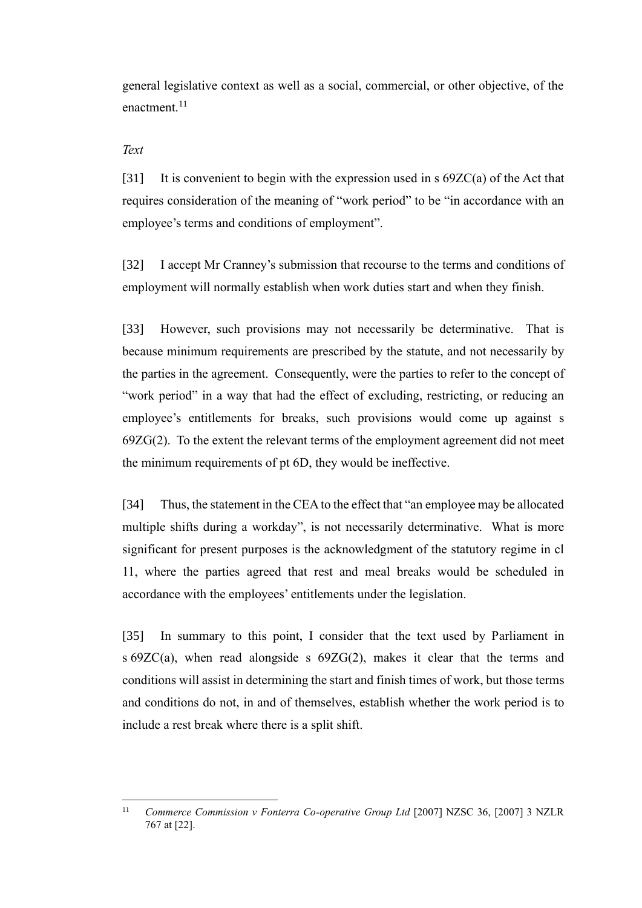general legislative context as well as a social, commercial, or other objective, of the enactment.[11]

*Text*

[31] It is convenient to begin with the expression used in s 69ZC(a) of the Act that requires consideration of the meaning of "work period" to be "in accordance with an employee's terms and conditions of employment".

[32] I accept Mr Cranney's submission that recourse to the terms and conditions of employment will normally establish when work duties start and when they finish.

[33] However, such provisions may not necessarily be determinative. That is because minimum requirements are prescribed by the statute, and not necessarily by the parties in the agreement. Consequently, were the parties to refer to the concept of "work period" in a way that had the effect of excluding, restricting, or reducing an employee's entitlements for breaks, such provisions would come up against s 69ZG(2). To the extent the relevant terms of the employment agreement did not meet the minimum requirements of pt 6D, they would be ineffective.

[34] Thus, the statement in the CEA to the effect that "an employee may be allocated multiple shifts during a workday", is not necessarily determinative. What is more significant for present purposes is the acknowledgment of the statutory regime in cl 11, where the parties agreed that rest and meal breaks would be scheduled in accordance with the employees' entitlements under the legislation.

[35] In summary to this point, I consider that the text used by Parliament in s 69ZC(a), when read alongside s 69ZG(2), makes it clear that the terms and conditions will assist in determining the start and finish times of work, but those terms and conditions do not, in and of themselves, establish whether the work period is to include a rest break where there is a split shift.

---

[11] *Commerce Commission v Fonterra Co-operative Group Ltd* [2007] NZSC 36, [2007] 3 NZLR 767 at [22].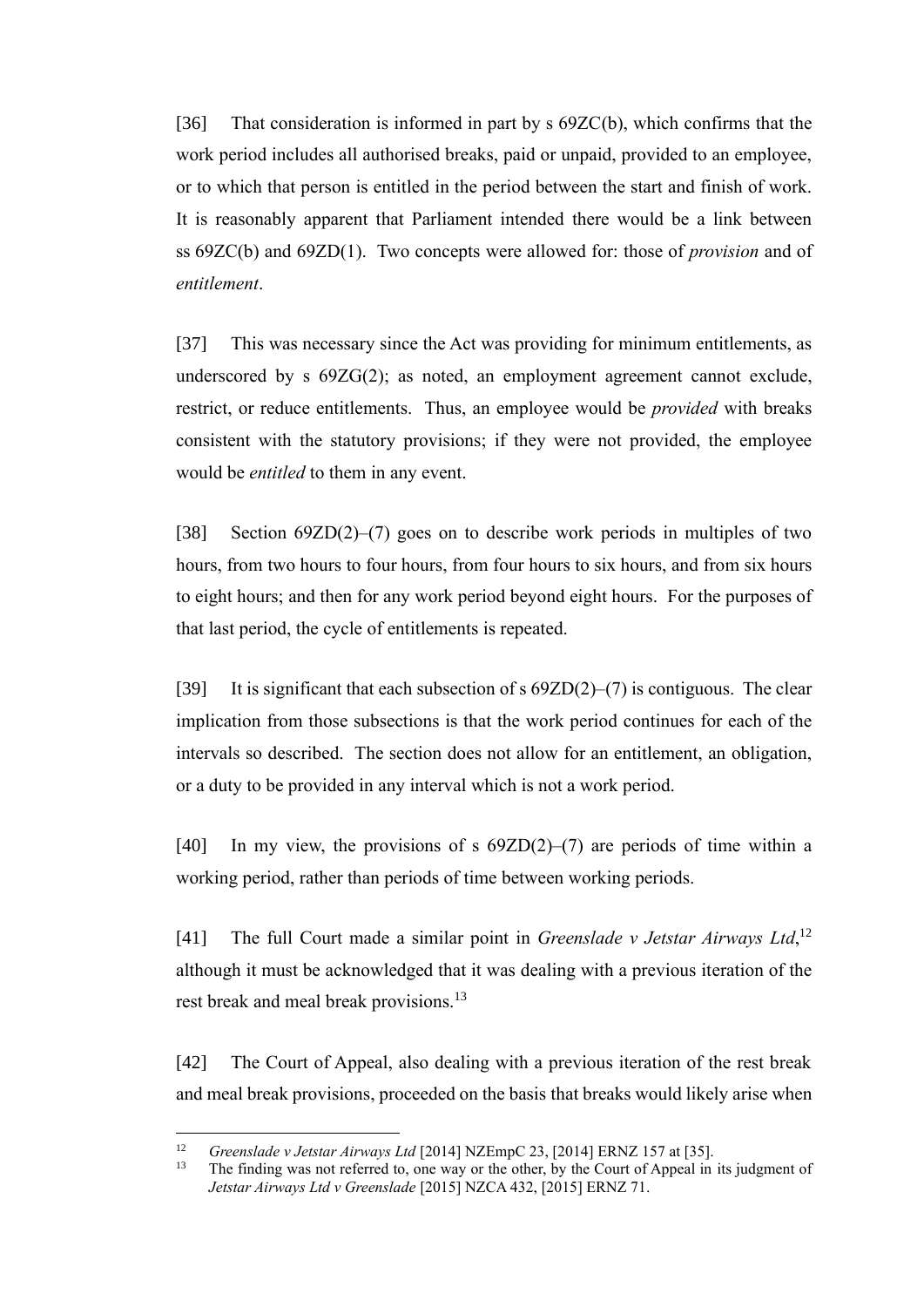[36] That consideration is informed in part by s 69ZC(b), which confirms that the work period includes all authorised breaks, paid or unpaid, provided to an employee, or to which that person is entitled in the period between the start and finish of work. It is reasonably apparent that Parliament intended there would be a link between ss 69ZC(b) and 69ZD(1). Two concepts were allowed for: those of *provision* and of *entitlement*.

[37] This was necessary since the Act was providing for minimum entitlements, as underscored by s 69ZG(2); as noted, an employment agreement cannot exclude, restrict, or reduce entitlements. Thus, an employee would be *provided* with breaks consistent with the statutory provisions; if they were not provided, the employee would be *entitled* to them in any event.

[38] Section 69ZD(2)–(7) goes on to describe work periods in multiples of two hours, from two hours to four hours, from four hours to six hours, and from six hours to eight hours; and then for any work period beyond eight hours. For the purposes of that last period, the cycle of entitlements is repeated.

[39] It is significant that each subsection of s 69ZD(2)–(7) is contiguous. The clear implication from those subsections is that the work period continues for each of the intervals so described. The section does not allow for an entitlement, an obligation, or a duty to be provided in any interval which is not a work period.

[40] In my view, the provisions of s 69ZD(2)–(7) are periods of time within a working period, rather than periods of time between working periods.

[41] The full Court made a similar point in *Greenslade v Jetstar Airways Ltd*,[12] although it must be acknowledged that it was dealing with a previous iteration of the rest break and meal break provisions.[13]

[42] The Court of Appeal, also dealing with a previous iteration of the rest break and meal break provisions, proceeded on the basis that breaks would likely arise when

---

[12] *Greenslade v Jetstar Airways Ltd* [2014] NZEmpC 23, [2014] ERNZ 157 at [35].

[13] The finding was not referred to, one way or the other, by the Court of Appeal in its judgment of *Jetstar Airways Ltd v Greenslade* [2015] NZCA 432, [2015] ERNZ 71.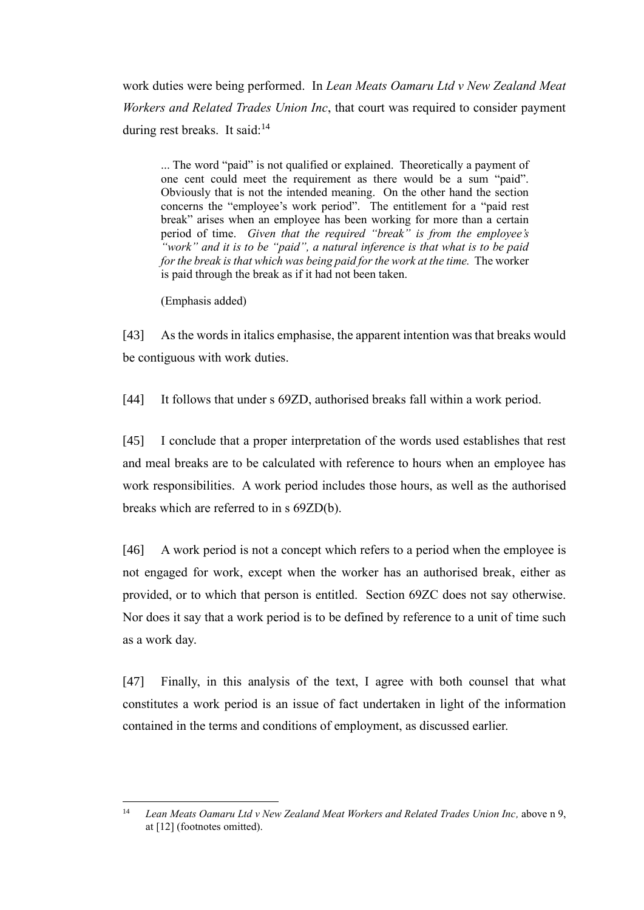work duties were being performed. In *Lean Meats Oamaru Ltd v New Zealand Meat Workers and Related Trades Union Inc*, that court was required to consider payment during rest breaks. It said:[14]

> ... The word "paid" is not qualified or explained. Theoretically a payment of one cent could meet the requirement as there would be a sum "paid". Obviously that is not the intended meaning. On the other hand the section concerns the "employee's work period". The entitlement for a "paid rest break" arises when an employee has been working for more than a certain period of time. *Given that the required "break" is from the employee's "work" and it is to be "paid", a natural inference is that what is to be paid for the break is that which was being paid for the work at the time.* The worker is paid through the break as if it had not been taken.
>
> (Emphasis added)

[43] As the words in italics emphasise, the apparent intention was that breaks would be contiguous with work duties.

[44] It follows that under s 69ZD, authorised breaks fall within a work period.

[45] I conclude that a proper interpretation of the words used establishes that rest and meal breaks are to be calculated with reference to hours when an employee has work responsibilities. A work period includes those hours, as well as the authorised breaks which are referred to in s 69ZD(b).

[46] A work period is not a concept which refers to a period when the employee is not engaged for work, except when the worker has an authorised break, either as provided, or to which that person is entitled. Section 69ZC does not say otherwise. Nor does it say that a work period is to be defined by reference to a unit of time such as a work day.

[47] Finally, in this analysis of the text, I agree with both counsel that what constitutes a work period is an issue of fact undertaken in light of the information contained in the terms and conditions of employment, as discussed earlier.

---

[14] *Lean Meats Oamaru Ltd v New Zealand Meat Workers and Related Trades Union Inc,* above n 9, at [12] (footnotes omitted).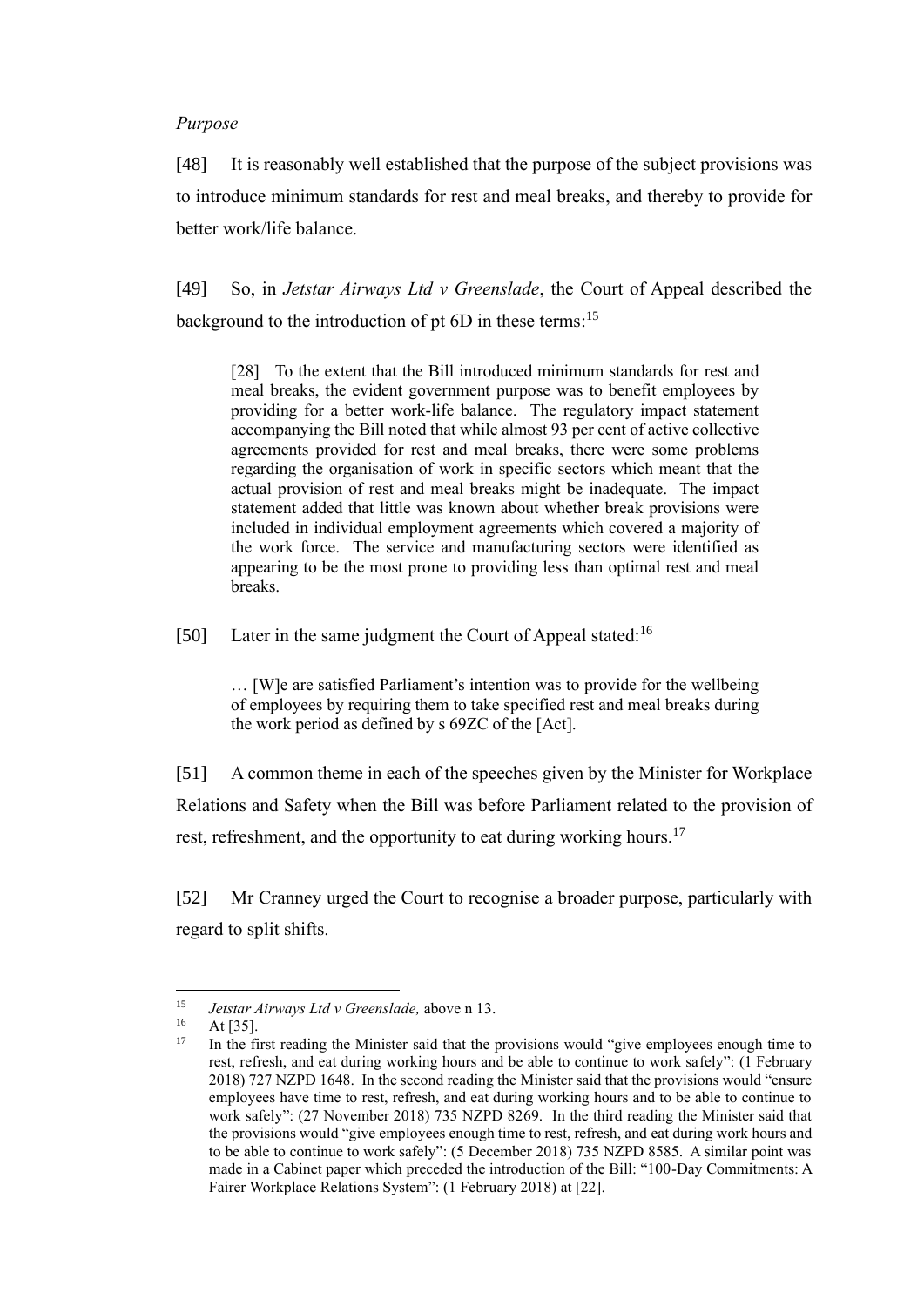*Purpose*

[48] It is reasonably well established that the purpose of the subject provisions was to introduce minimum standards for rest and meal breaks, and thereby to provide for better work/life balance.

[49] So, in *Jetstar Airways Ltd v Greenslade*, the Court of Appeal described the background to the introduction of pt 6D in these terms:[15]

> [28] To the extent that the Bill introduced minimum standards for rest and meal breaks, the evident government purpose was to benefit employees by providing for a better work-life balance. The regulatory impact statement accompanying the Bill noted that while almost 93 per cent of active collective agreements provided for rest and meal breaks, there were some problems regarding the organisation of work in specific sectors which meant that the actual provision of rest and meal breaks might be inadequate. The impact statement added that little was known about whether break provisions were included in individual employment agreements which covered a majority of the work force. The service and manufacturing sectors were identified as appearing to be the most prone to providing less than optimal rest and meal breaks.

[50] Later in the same judgment the Court of Appeal stated:[16]

> … [W]e are satisfied Parliament's intention was to provide for the wellbeing of employees by requiring them to take specified rest and meal breaks during the work period as defined by s 69ZC of the [Act].

[51] A common theme in each of the speeches given by the Minister for Workplace Relations and Safety when the Bill was before Parliament related to the provision of rest, refreshment, and the opportunity to eat during working hours.[17]

[52] Mr Cranney urged the Court to recognise a broader purpose, particularly with regard to split shifts.

---

[15] *Jetstar Airways Ltd v Greenslade,* above n 13.

[16] At [35].

[17] In the first reading the Minister said that the provisions would "give employees enough time to rest, refresh, and eat during working hours and be able to continue to work safely": (1 February 2018) 727 NZPD 1648. In the second reading the Minister said that the provisions would "ensure employees have time to rest, refresh, and eat during working hours and to be able to continue to work safely": (27 November 2018) 735 NZPD 8269. In the third reading the Minister said that the provisions would "give employees enough time to rest, refresh, and eat during work hours and to be able to continue to work safely": (5 December 2018) 735 NZPD 8585. A similar point was made in a Cabinet paper which preceded the introduction of the Bill: "100-Day Commitments: A Fairer Workplace Relations System": (1 February 2018) at [22].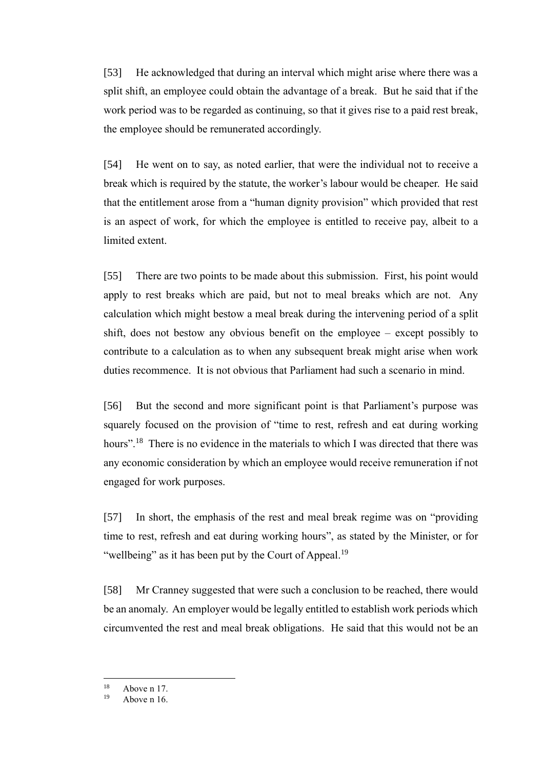[53] He acknowledged that during an interval which might arise where there was a split shift, an employee could obtain the advantage of a break. But he said that if the work period was to be regarded as continuing, so that it gives rise to a paid rest break, the employee should be remunerated accordingly.

[54] He went on to say, as noted earlier, that were the individual not to receive a break which is required by the statute, the worker's labour would be cheaper. He said that the entitlement arose from a "human dignity provision" which provided that rest is an aspect of work, for which the employee is entitled to receive pay, albeit to a limited extent.

[55] There are two points to be made about this submission. First, his point would apply to rest breaks which are paid, but not to meal breaks which are not. Any calculation which might bestow a meal break during the intervening period of a split shift, does not bestow any obvious benefit on the employee – except possibly to contribute to a calculation as to when any subsequent break might arise when work duties recommence. It is not obvious that Parliament had such a scenario in mind.

[56] But the second and more significant point is that Parliament's purpose was squarely focused on the provision of "time to rest, refresh and eat during working hours".[18] There is no evidence in the materials to which I was directed that there was any economic consideration by which an employee would receive remuneration if not engaged for work purposes.

[57] In short, the emphasis of the rest and meal break regime was on "providing time to rest, refresh and eat during working hours", as stated by the Minister, or for "wellbeing" as it has been put by the Court of Appeal.[19]

[58] Mr Cranney suggested that were such a conclusion to be reached, there would be an anomaly. An employer would be legally entitled to establish work periods which circumvented the rest and meal break obligations. He said that this would not be an

---

[18] Above n 17.

[19] Above n 16.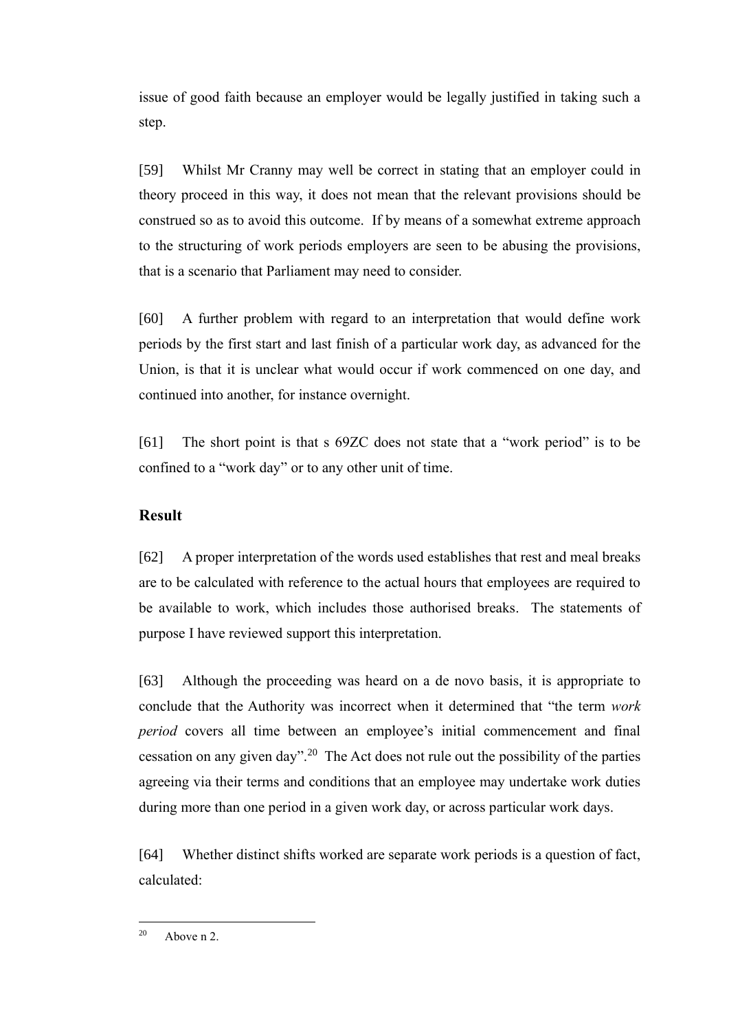issue of good faith because an employer would be legally justified in taking such a step.

[59] Whilst Mr Cranny may well be correct in stating that an employer could in theory proceed in this way, it does not mean that the relevant provisions should be construed so as to avoid this outcome. If by means of a somewhat extreme approach to the structuring of work periods employers are seen to be abusing the provisions, that is a scenario that Parliament may need to consider.

[60] A further problem with regard to an interpretation that would define work periods by the first start and last finish of a particular work day, as advanced for the Union, is that it is unclear what would occur if work commenced on one day, and continued into another, for instance overnight.

[61] The short point is that s 69ZC does not state that a "work period" is to be confined to a "work day" or to any other unit of time.

## Result

[62] A proper interpretation of the words used establishes that rest and meal breaks are to be calculated with reference to the actual hours that employees are required to be available to work, which includes those authorised breaks. The statements of purpose I have reviewed support this interpretation.

[63] Although the proceeding was heard on a de novo basis, it is appropriate to conclude that the Authority was incorrect when it determined that "the term *work period* covers all time between an employee's initial commencement and final cessation on any given day".[20] The Act does not rule out the possibility of the parties agreeing via their terms and conditions that an employee may undertake work duties during more than one period in a given work day, or across particular work days.

[64] Whether distinct shifts worked are separate work periods is a question of fact, calculated:

---

[20] Above n 2.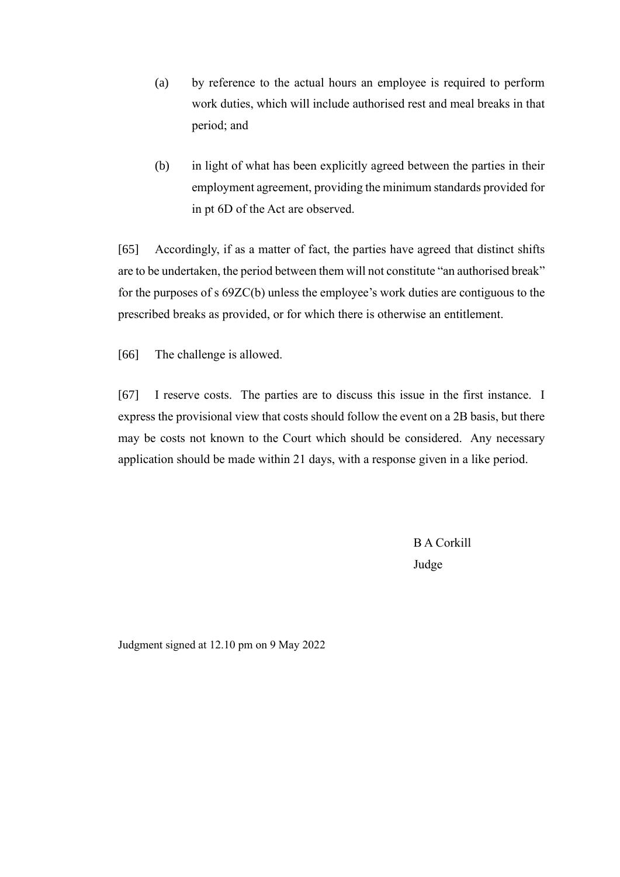(a) by reference to the actual hours an employee is required to perform work duties, which will include authorised rest and meal breaks in that period; and

(b) in light of what has been explicitly agreed between the parties in their employment agreement, providing the minimum standards provided for in pt 6D of the Act are observed.

[65] Accordingly, if as a matter of fact, the parties have agreed that distinct shifts are to be undertaken, the period between them will not constitute "an authorised break" for the purposes of s 69ZC(b) unless the employee's work duties are contiguous to the prescribed breaks as provided, or for which there is otherwise an entitlement.

[66] The challenge is allowed.

[67] I reserve costs. The parties are to discuss this issue in the first instance. I express the provisional view that costs should follow the event on a 2B basis, but there may be costs not known to the Court which should be considered. Any necessary application should be made within 21 days, with a response given in a like period.

B A Corkill
Judge

Judgment signed at 12.10 pm on 9 May 2022